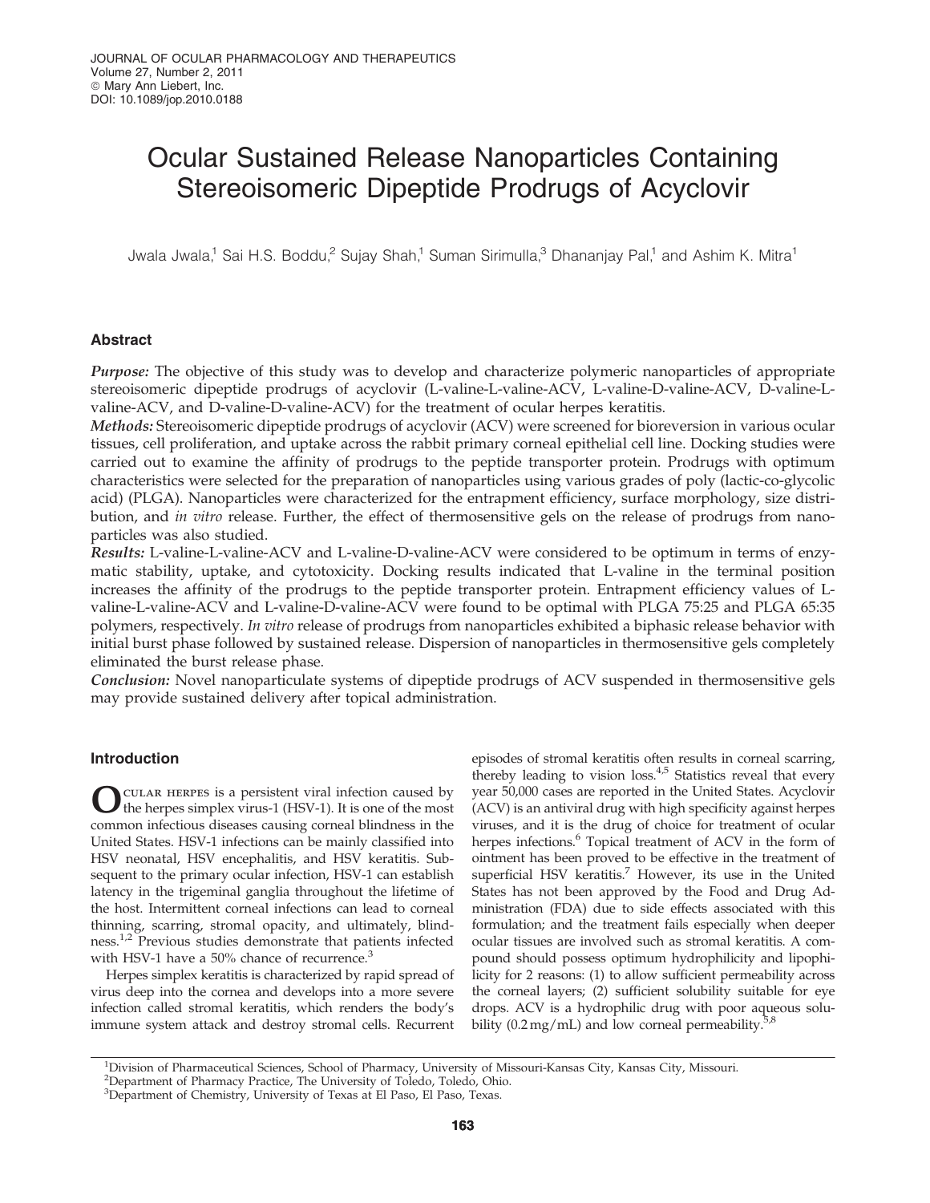# Ocular Sustained Release Nanoparticles Containing Stereoisomeric Dipeptide Prodrugs of Acyclovir

Jwala Jwala,[1] Sai H.S. Boddu,[2] Sujay Shah,[1] Suman Sirimulla,[3] Dhananjay Pal,[1] and Ashim K. Mitra[1]

## Abstract

***Purpose:*** The objective of this study was to develop and characterize polymeric nanoparticles of appropriate stereoisomeric dipeptide prodrugs of acyclovir (L-valine-L-valine-ACV, L-valine-D-valine-ACV, D-valine-L-valine-ACV, and D-valine-D-valine-ACV) for the treatment of ocular herpes keratitis.

***Methods:*** Stereoisomeric dipeptide prodrugs of acyclovir (ACV) were screened for bioreversion in various ocular tissues, cell proliferation, and uptake across the rabbit primary corneal epithelial cell line. Docking studies were carried out to examine the affinity of prodrugs to the peptide transporter protein. Prodrugs with optimum characteristics were selected for the preparation of nanoparticles using various grades of poly (lactic-co-glycolic acid) (PLGA). Nanoparticles were characterized for the entrapment efficiency, surface morphology, size distribution, and *in vitro* release. Further, the effect of thermosensitive gels on the release of prodrugs from nanoparticles was also studied.

***Results:*** L-valine-L-valine-ACV and L-valine-D-valine-ACV were considered to be optimum in terms of enzymatic stability, uptake, and cytotoxicity. Docking results indicated that L-valine in the terminal position increases the affinity of the prodrugs to the peptide transporter protein. Entrapment efficiency values of L-valine-L-valine-ACV and L-valine-D-valine-ACV were found to be optimal with PLGA 75:25 and PLGA 65:35 polymers, respectively. *In vitro* release of prodrugs from nanoparticles exhibited a biphasic release behavior with initial burst phase followed by sustained release. Dispersion of nanoparticles in thermosensitive gels completely eliminated the burst release phase.

***Conclusion:*** Novel nanoparticulate systems of dipeptide prodrugs of ACV suspended in thermosensitive gels may provide sustained delivery after topical administration.

## Introduction

Ocular herpes is a persistent viral infection caused by the herpes simplex virus-1 (HSV-1). It is one of the most common infectious diseases causing corneal blindness in the United States. HSV-1 infections can be mainly classified into HSV neonatal, HSV encephalitis, and HSV keratitis. Subsequent to the primary ocular infection, HSV-1 can establish latency in the trigeminal ganglia throughout the lifetime of the host. Intermittent corneal infections can lead to corneal thinning, scarring, stromal opacity, and ultimately, blindness.[1,2] Previous studies demonstrate that patients infected with HSV-1 have a 50% chance of recurrence.[3]

Herpes simplex keratitis is characterized by rapid spread of virus deep into the cornea and develops into a more severe infection called stromal keratitis, which renders the body's immune system attack and destroy stromal cells. Recurrent episodes of stromal keratitis often results in corneal scarring, thereby leading to vision loss.[4,5] Statistics reveal that every year 50,000 cases are reported in the United States. Acyclovir (ACV) is an antiviral drug with high specificity against herpes viruses, and it is the drug of choice for treatment of ocular herpes infections.[6] Topical treatment of ACV in the form of ointment has been proved to be effective in the treatment of superficial HSV keratitis.[7] However, its use in the United States has not been approved by the Food and Drug Administration (FDA) due to side effects associated with this formulation; and the treatment fails especially when deeper ocular tissues are involved such as stromal keratitis. A compound should possess optimum hydrophilicity and lipophilicity for 2 reasons: (1) to allow sufficient permeability across the corneal layers; (2) sufficient solubility suitable for eye drops. ACV is a hydrophilic drug with poor aqueous solubility (0.2 mg/mL) and low corneal permeability.[5,8]

[1]Division of Pharmaceutical Sciences, School of Pharmacy, University of Missouri-Kansas City, Kansas City, Missouri.
[2]Department of Pharmacy Practice, The University of Toledo, Toledo, Ohio.
[3]Department of Chemistry, University of Texas at El Paso, El Paso, Texas.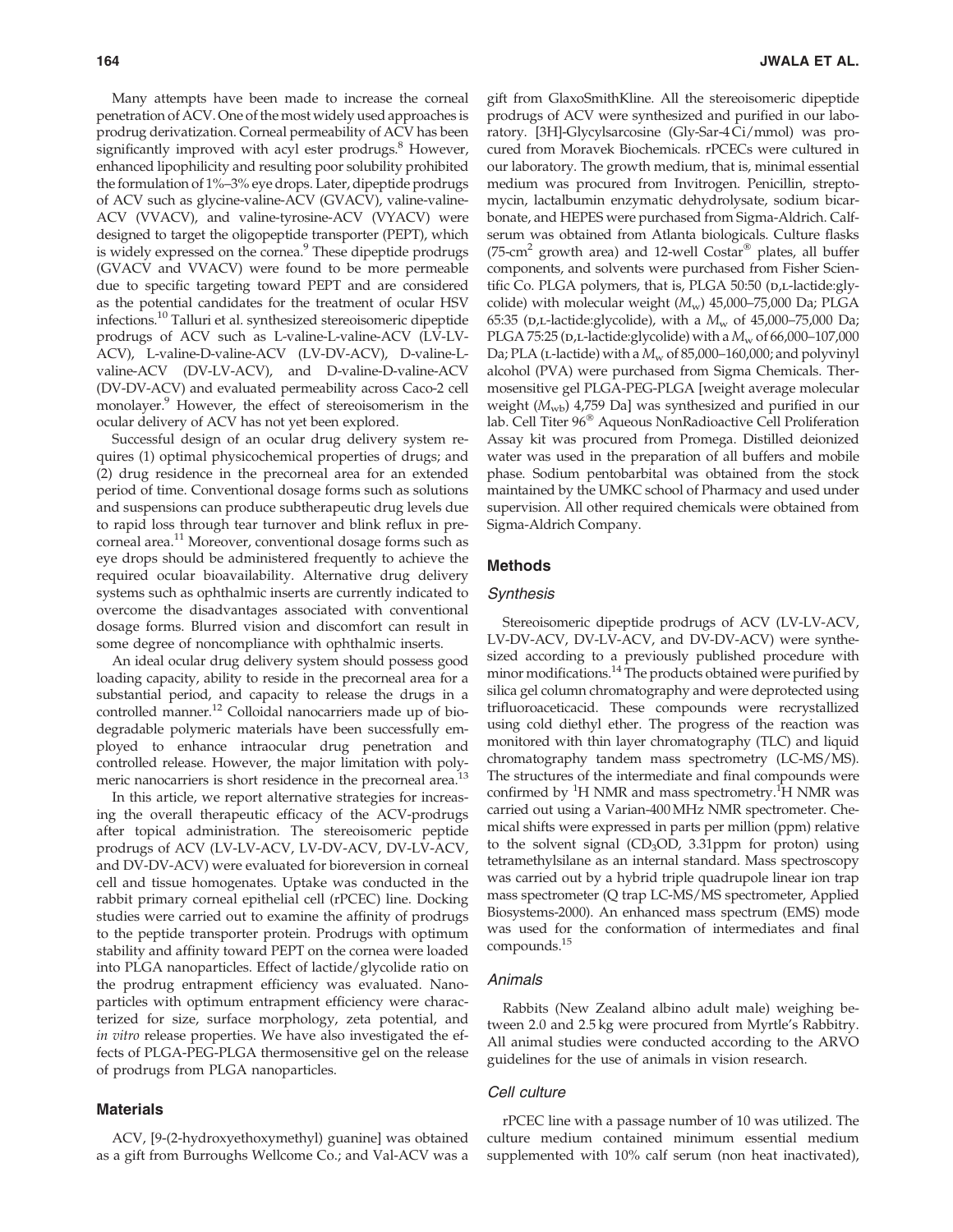Many attempts have been made to increase the corneal penetration of ACV. One of the most widely used approaches is prodrug derivatization. Corneal permeability of ACV has been significantly improved with acyl ester prodrugs.[8] However, enhanced lipophilicity and resulting poor solubility prohibited the formulation of 1%–3% eye drops. Later, dipeptide prodrugs of ACV such as glycine-valine-ACV (GVACV), valine-valine-ACV (VVACV), and valine-tyrosine-ACV (VYACV) were designed to target the oligopeptide transporter (PEPT), which is widely expressed on the cornea.[9] These dipeptide prodrugs (GVACV and VVACV) were found to be more permeable due to specific targeting toward PEPT and are considered as the potential candidates for the treatment of ocular HSV infections.[10] Talluri et al. synthesized stereoisomeric dipeptide prodrugs of ACV such as L-valine-L-valine-ACV (LV-LV-ACV), L-valine-D-valine-ACV (LV-DV-ACV), D-valine-L-valine-ACV (DV-LV-ACV), and D-valine-D-valine-ACV (DV-DV-ACV) and evaluated permeability across Caco-2 cell monolayer.[9] However, the effect of stereoisomerism in the ocular delivery of ACV has not yet been explored.

Successful design of an ocular drug delivery system requires (1) optimal physicochemical properties of drugs; and (2) drug residence in the precorneal area for an extended period of time. Conventional dosage forms such as solutions and suspensions can produce subtherapeutic drug levels due to rapid loss through tear turnover and blink reflux in precorneal area.[11] Moreover, conventional dosage forms such as eye drops should be administered frequently to achieve the required ocular bioavailability. Alternative drug delivery systems such as ophthalmic inserts are currently indicated to overcome the disadvantages associated with conventional dosage forms. Blurred vision and discomfort can result in some degree of noncompliance with ophthalmic inserts.

An ideal ocular drug delivery system should possess good loading capacity, ability to reside in the precorneal area for a substantial period, and capacity to release the drugs in a controlled manner.[12] Colloidal nanocarriers made up of biodegradable polymeric materials have been successfully employed to enhance intraocular drug penetration and controlled release. However, the major limitation with polymeric nanocarriers is short residence in the precorneal area.[13]

In this article, we report alternative strategies for increasing the overall therapeutic efficacy of the ACV-prodrugs after topical administration. The stereoisomeric peptide prodrugs of ACV (LV-LV-ACV, LV-DV-ACV, DV-LV-ACV, and DV-DV-ACV) were evaluated for bioreversion in corneal cell and tissue homogenates. Uptake was conducted in the rabbit primary corneal epithelial cell (rPCEC) line. Docking studies were carried out to examine the affinity of prodrugs to the peptide transporter protein. Prodrugs with optimum stability and affinity toward PEPT on the cornea were loaded into PLGA nanoparticles. Effect of lactide/glycolide ratio on the prodrug entrapment efficiency was evaluated. Nanoparticles with optimum entrapment efficiency were characterized for size, surface morphology, zeta potential, and *in vitro* release properties. We have also investigated the effects of PLGA-PEG-PLGA thermosensitive gel on the release of prodrugs from PLGA nanoparticles.

## Materials

ACV, [9-(2-hydroxyethoxymethyl) guanine] was obtained as a gift from Burroughs Wellcome Co.; and Val-ACV was a gift from GlaxoSmithKline. All the stereoisomeric dipeptide prodrugs of ACV were synthesized and purified in our laboratory. [3H]-Glycylsarcosine (Gly-Sar-4 Ci/mmol) was procured from Moravek Biochemicals. rPCECs were cultured in our laboratory. The growth medium, that is, minimal essential medium was procured from Invitrogen. Penicillin, streptomycin, lactalbumin enzymatic dehydrolysate, sodium bicarbonate, and HEPES were purchased from Sigma-Aldrich. Calf-serum was obtained from Atlanta biologicals. Culture flasks (75-$cm^2$ growth area) and 12-well Costar® plates, all buffer components, and solvents were purchased from Fisher Scientific Co. PLGA polymers, that is, PLGA 50:50 (D,L-lactide:glycolide) with molecular weight ($M_w$) 45,000–75,000 Da; PLGA 65:35 (D,L-lactide:glycolide), with a $M_w$ of 45,000–75,000 Da; PLGA 75:25 (D,L-lactide:glycolide) with a $M_w$ of 66,000–107,000 Da; PLA (L-lactide) with a $M_w$ of 85,000–160,000; and polyvinyl alcohol (PVA) were purchased from Sigma Chemicals. Thermosensitive gel PLGA-PEG-PLGA [weight average molecular weight ($M_{wb}$) 4,759 Da] was synthesized and purified in our lab. Cell Titer 96® Aqueous NonRadioactive Cell Proliferation Assay kit was procured from Promega. Distilled deionized water was used in the preparation of all buffers and mobile phase. Sodium pentobarbital was obtained from the stock maintained by the UMKC school of Pharmacy and used under supervision. All other required chemicals were obtained from Sigma-Aldrich Company.

## Methods

### Synthesis

Stereoisomeric dipeptide prodrugs of ACV (LV-LV-ACV, LV-DV-ACV, DV-LV-ACV, and DV-DV-ACV) were synthesized according to a previously published procedure with minor modifications.[14] The products obtained were purified by silica gel column chromatography and were deprotected using trifluoroaceticacid. These compounds were recrystallized using cold diethyl ether. The progress of the reaction was monitored with thin layer chromatography (TLC) and liquid chromatography tandem mass spectrometry (LC-MS/MS). The structures of the intermediate and final compounds were confirmed by $^1$H NMR and mass spectrometry. $^1$H NMR was carried out using a Varian-400 MHz NMR spectrometer. Chemical shifts were expressed in parts per million (ppm) relative to the solvent signal ($CD_3OD$, 3.31ppm for proton) using tetramethylsilane as an internal standard. Mass spectroscopy was carried out by a hybrid triple quadrupole linear ion trap mass spectrometer (Q trap LC-MS/MS spectrometer, Applied Biosystems-2000). An enhanced mass spectrum (EMS) mode was used for the conformation of intermediates and final compounds.[15]

### Animals

Rabbits (New Zealand albino adult male) weighing between 2.0 and 2.5 kg were procured from Myrtle's Rabbitry. All animal studies were conducted according to the ARVO guidelines for the use of animals in vision research.

### Cell culture

rPCEC line with a passage number of 10 was utilized. The culture medium contained minimum essential medium supplemented with 10% calf serum (non heat inactivated),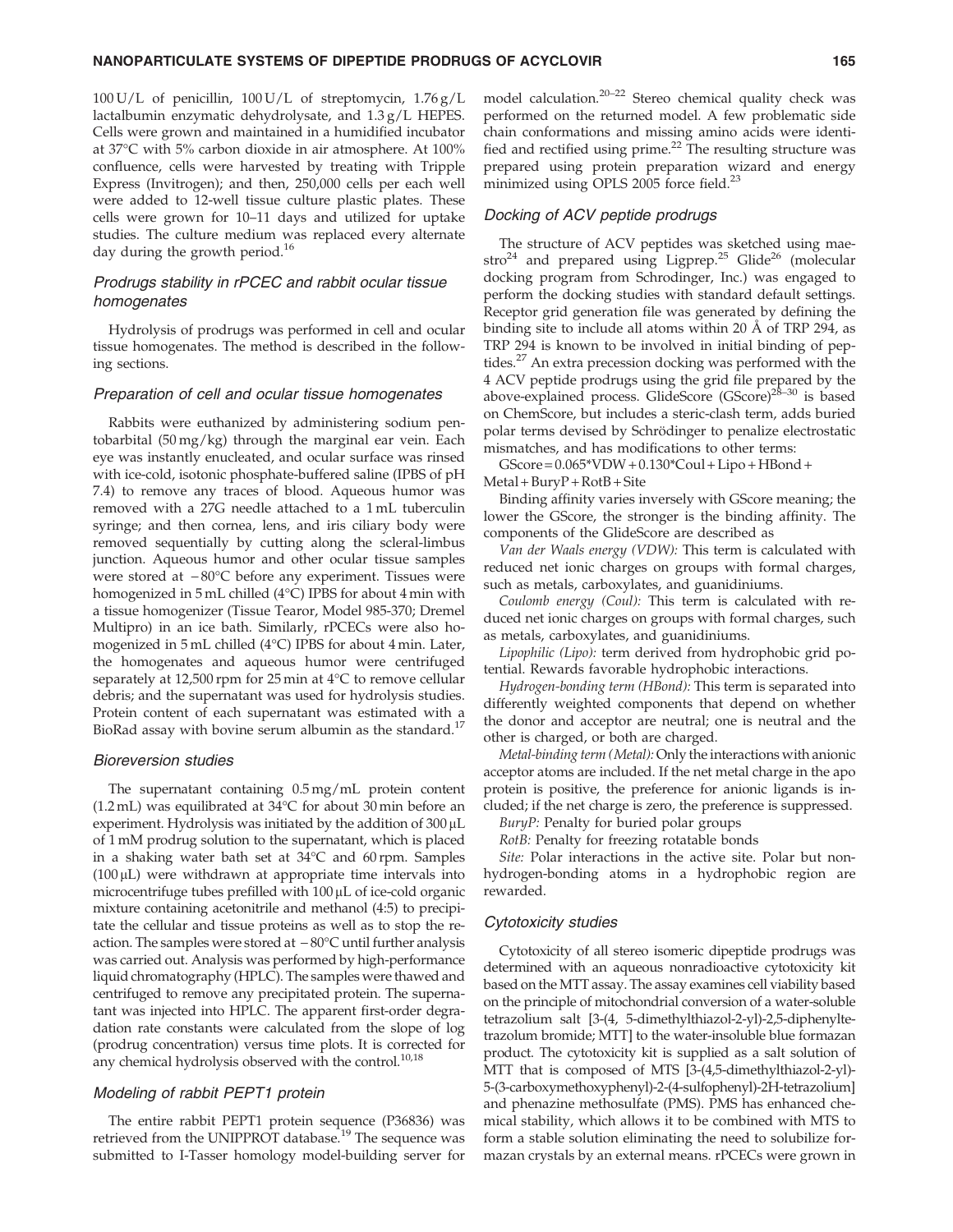100 U/L of penicillin, 100 U/L of streptomycin, 1.76 g/L lactalbumin enzymatic dehydrolysate, and 1.3 g/L HEPES. Cells were grown and maintained in a humidified incubator at 37°C with 5% carbon dioxide in air atmosphere. At 100% confluence, cells were harvested by treating with Tripple Express (Invitrogen); and then, 250,000 cells per each well were added to 12-well tissue culture plastic plates. These cells were grown for 10–11 days and utilized for uptake studies. The culture medium was replaced every alternate day during the growth period.[16]

### Prodrugs stability in rPCEC and rabbit ocular tissue homogenates

Hydrolysis of prodrugs was performed in cell and ocular tissue homogenates. The method is described in the following sections.

### Preparation of cell and ocular tissue homogenates

Rabbits were euthanized by administering sodium pentobarbital (50 mg/kg) through the marginal ear vein. Each eye was instantly enucleated, and ocular surface was rinsed with ice-cold, isotonic phosphate-buffered saline (IPBS of pH 7.4) to remove any traces of blood. Aqueous humor was removed with a 27G needle attached to a 1 mL tuberculin syringe; and then cornea, lens, and iris ciliary body were removed sequentially by cutting along the scleral-limbus junction. Aqueous humor and other ocular tissue samples were stored at −80°C before any experiment. Tissues were homogenized in 5 mL chilled (4°C) IPBS for about 4 min with a tissue homogenizer (Tissue Tearor, Model 985-370; Dremel Multipro) in an ice bath. Similarly, rPCECs were also homogenized in 5 mL chilled (4°C) IPBS for about 4 min. Later, the homogenates and aqueous humor were centrifuged separately at 12,500 rpm for 25 min at 4°C to remove cellular debris; and the supernatant was used for hydrolysis studies. Protein content of each supernatant was estimated with a BioRad assay with bovine serum albumin as the standard.[17]

### Bioreversion studies

The supernatant containing 0.5 mg/mL protein content (1.2 mL) was equilibrated at 34°C for about 30 min before an experiment. Hydrolysis was initiated by the addition of 300 μL of 1 mM prodrug solution to the supernatant, which is placed in a shaking water bath set at 34°C and 60 rpm. Samples (100 μL) were withdrawn at appropriate time intervals into microcentrifuge tubes prefilled with 100 μL of ice-cold organic mixture containing acetonitrile and methanol (4:5) to precipitate the cellular and tissue proteins as well as to stop the reaction. The samples were stored at −80°C until further analysis was carried out. Analysis was performed by high-performance liquid chromatography (HPLC). The samples were thawed and centrifuged to remove any precipitated protein. The supernatant was injected into HPLC. The apparent first-order degradation rate constants were calculated from the slope of log (prodrug concentration) versus time plots. It is corrected for any chemical hydrolysis observed with the control.[10,18]

### Modeling of rabbit PEPT1 protein

The entire rabbit PEPT1 protein sequence (P36836) was retrieved from the UNIPPROT database.[19] The sequence was submitted to I-Tasser homology model-building server for model calculation.[20–22] Stereo chemical quality check was performed on the returned model. A few problematic side chain conformations and missing amino acids were identified and rectified using prime.[22] The resulting structure was prepared using protein preparation wizard and energy minimized using OPLS 2005 force field.[23]

### Docking of ACV peptide prodrugs

The structure of ACV peptides was sketched using maestro[24] and prepared using Ligprep.[25] Glide[26] (molecular docking program from Schrodinger, Inc.) was engaged to perform the docking studies with standard default settings. Receptor grid generation file was generated by defining the binding site to include all atoms within 20 Å of TRP 294, as TRP 294 is known to be involved in initial binding of peptides.[27] An extra precession docking was performed with the 4 ACV peptide prodrugs using the grid file prepared by the above-explained process. GlideScore (GScore)[28–30] is based on ChemScore, but includes a steric-clash term, adds buried polar terms devised by Schrödinger to penalize electrostatic mismatches, and has modifications to other terms:

GScore = 0.065*VDW + 0.130*Coul + Lipo + HBond + Metal + BuryP + RotB + Site

Binding affinity varies inversely with GScore meaning; the lower the GScore, the stronger is the binding affinity. The components of the GlideScore are described as

*Van der Waals energy (VDW):* This term is calculated with reduced net ionic charges on groups with formal charges, such as metals, carboxylates, and guanidiniums.

*Coulomb energy (Coul):* This term is calculated with reduced net ionic charges on groups with formal charges, such as metals, carboxylates, and guanidiniums.

*Lipophilic (Lipo):* term derived from hydrophobic grid potential. Rewards favorable hydrophobic interactions.

*Hydrogen-bonding term (HBond):* This term is separated into differently weighted components that depend on whether the donor and acceptor are neutral; one is neutral and the other is charged, or both are charged.

*Metal-binding term (Metal):* Only the interactions with anionic acceptor atoms are included. If the net metal charge in the apo protein is positive, the preference for anionic ligands is included; if the net charge is zero, the preference is suppressed.

*BuryP:* Penalty for buried polar groups

*RotB:* Penalty for freezing rotatable bonds

*Site:* Polar interactions in the active site. Polar but nonhydrogen-bonding atoms in a hydrophobic region are rewarded.

### Cytotoxicity studies

Cytotoxicity of all stereo isomeric dipeptide prodrugs was determined with an aqueous nonradioactive cytotoxicity kit based on the MTT assay. The assay examines cell viability based on the principle of mitochondrial conversion of a water-soluble tetrazolium salt [3-(4, 5-dimethylthiazol-2-yl)-2,5-diphenyltetrazolum bromide; MTT] to the water-insoluble blue formazan product. The cytotoxicity kit is supplied as a salt solution of MTT that is composed of MTS [3-(4,5-dimethylthiazol-2-yl)-5-(3-carboxymethoxyphenyl)-2-(4-sulfophenyl)-2H-tetrazolium] and phenazine methosulfate (PMS). PMS has enhanced chemical stability, which allows it to be combined with MTS to form a stable solution eliminating the need to solubilize formazan crystals by an external means. rPCECs were grown in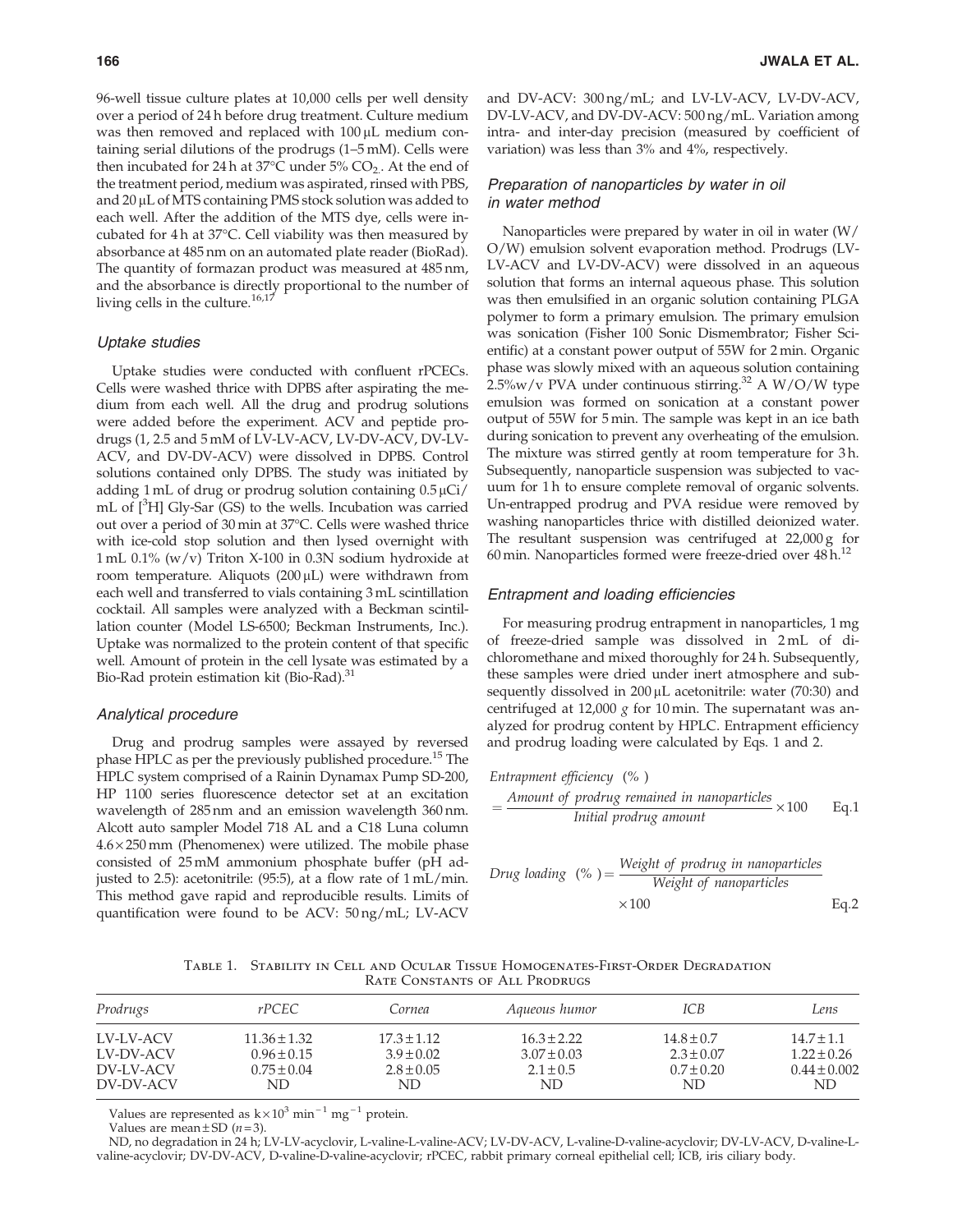96-well tissue culture plates at 10,000 cells per well density over a period of 24 h before drug treatment. Culture medium was then removed and replaced with 100 μL medium containing serial dilutions of the prodrugs (1–5 mM). Cells were then incubated for 24 h at 37°C under 5% $CO_2$. At the end of the treatment period, medium was aspirated, rinsed with PBS, and 20 μL of MTS containing PMS stock solution was added to each well. After the addition of the MTS dye, cells were incubated for 4 h at 37°C. Cell viability was then measured by absorbance at 485 nm on an automated plate reader (BioRad). The quantity of formazan product was measured at 485 nm, and the absorbance is directly proportional to the number of living cells in the culture.[16,17]

### Uptake studies

Uptake studies were conducted with confluent rPCECs. Cells were washed thrice with DPBS after aspirating the medium from each well. All the drug and prodrug solutions were added before the experiment. ACV and peptide prodrugs (1, 2.5 and 5 mM of LV-LV-ACV, LV-DV-ACV, DV-LV-ACV, and DV-DV-ACV) were dissolved in DPBS. Control solutions contained only DPBS. The study was initiated by adding 1 mL of drug or prodrug solution containing 0.5 μCi/mL of [$^3$H] Gly-Sar (GS) to the wells. Incubation was carried out over a period of 30 min at 37°C. Cells were washed thrice with ice-cold stop solution and then lysed overnight with 1 mL 0.1% (w/v) Triton X-100 in 0.3N sodium hydroxide at room temperature. Aliquots (200 μL) were withdrawn from each well and transferred to vials containing 3 mL scintillation cocktail. All samples were analyzed with a Beckman scintillation counter (Model LS-6500; Beckman Instruments, Inc.). Uptake was normalized to the protein content of that specific well. Amount of protein in the cell lysate was estimated by a Bio-Rad protein estimation kit (Bio-Rad).[31]

### Analytical procedure

Drug and prodrug samples were assayed by reversed phase HPLC as per the previously published procedure.[15] The HPLC system comprised of a Rainin Dynamax Pump SD-200, HP 1100 series fluorescence detector set at an excitation wavelength of 285 nm and an emission wavelength 360 nm. Alcott auto sampler Model 718 AL and a C18 Luna column 4.6×250 mm (Phenomenex) were utilized. The mobile phase consisted of 25 mM ammonium phosphate buffer (pH adjusted to 2.5): acetonitrile: (95:5), at a flow rate of 1 mL/min. This method gave rapid and reproducible results. Limits of quantification were found to be ACV: 50 ng/mL; LV-ACV and DV-ACV: 300 ng/mL; and LV-LV-ACV, LV-DV-ACV, DV-LV-ACV, and DV-DV-ACV: 500 ng/mL. Variation among intra- and inter-day precision (measured by coefficient of variation) was less than 3% and 4%, respectively.

### Preparation of nanoparticles by water in oil in water method

Nanoparticles were prepared by water in oil in water (W/O/W) emulsion solvent evaporation method. Prodrugs (LV-LV-ACV and LV-DV-ACV) were dissolved in an aqueous solution that forms an internal aqueous phase. This solution was then emulsified in an organic solution containing PLGA polymer to form a primary emulsion. The primary emulsion was sonication (Fisher 100 Sonic Dismembrator; Fisher Scientific) at a constant power output of 55W for 2 min. Organic phase was slowly mixed with an aqueous solution containing 2.5%w/v PVA under continuous stirring.[32] A W/O/W type emulsion was formed on sonication at a constant power output of 55W for 5 min. The sample was kept in an ice bath during sonication to prevent any overheating of the emulsion. The mixture was stirred gently at room temperature for 3 h. Subsequently, nanoparticle suspension was subjected to vacuum for 1 h to ensure complete removal of organic solvents. Un-entrapped prodrug and PVA residue were removed by washing nanoparticles thrice with distilled deionized water. The resultant suspension was centrifuged at 22,000 g for 60 min. Nanoparticles formed were freeze-dried over 48 h.[12]

### Entrapment and loading efficiencies

For measuring prodrug entrapment in nanoparticles, 1 mg of freeze-dried sample was dissolved in 2 mL of dichloromethane and mixed thoroughly for 24 h. Subsequently, these samples were dried under inert atmosphere and subsequently dissolved in 200 μL acetonitrile: water (70:30) and centrifuged at 12,000 *g* for 10 min. The supernatant was analyzed for prodrug content by HPLC. Entrapment efficiency and prodrug loading were calculated by Eqs. 1 and 2.

$$\textit{Entrapment efficiency } (\%) = \frac{\textit{Amount of prodrug remained in nanoparticles}}{\textit{Initial prodrug amount}} \times 100 \qquad \text{Eq.1}$$

$$\textit{Drug loading } (\%) = \frac{\textit{Weight of prodrug in nanoparticles}}{\textit{Weight of nanoparticles}} \times 100 \qquad \text{Eq.2}$$

Table 1. Stability in Cell and Ocular Tissue Homogenates-First-Order Degradation Rate Constants of All Prodrugs

| *Prodrugs* | *rPCEC* | *Cornea* | *Aqueous humor* | *ICB* | *Lens* |
|---|---|---|---|---|---|
| LV-LV-ACV | 11.36 ± 1.32 | 17.3 ± 1.12 | 16.3 ± 2.22 | 14.8 ± 0.7 | 14.7 ± 1.1 |
| LV-DV-ACV | 0.96 ± 0.15 | 3.9 ± 0.02 | 3.07 ± 0.03 | 2.3 ± 0.07 | 1.22 ± 0.26 |
| DV-LV-ACV | 0.75 ± 0.04 | 2.8 ± 0.05 | 2.1 ± 0.5 | 0.7 ± 0.20 | 0.44 ± 0.002 |
| DV-DV-ACV | ND | ND | ND | ND | ND |

Values are represented as $k \times 10^3$ $min^{-1}$ $mg^{-1}$ protein.

Values are mean ± SD ($n = 3$).

ND, no degradation in 24 h; LV-LV-acyclovir, L-valine-L-valine-ACV; LV-DV-ACV, L-valine-D-valine-acyclovir; DV-LV-ACV, D-valine-L-valine-acyclovir; DV-DV-ACV, D-valine-D-valine-acyclovir; rPCEC, rabbit primary corneal epithelial cell; ICB, iris ciliary body.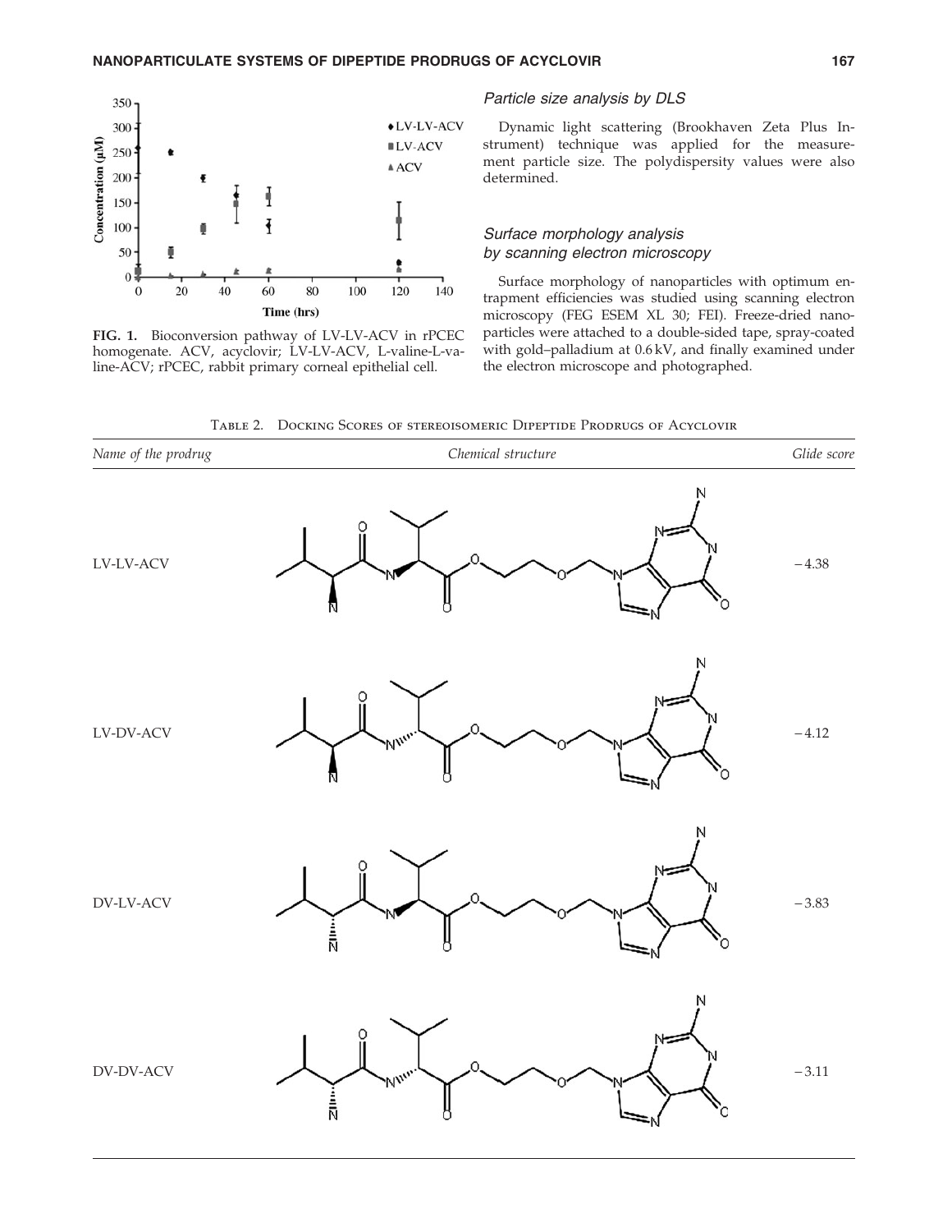FIG. 1. Bioconversion pathway of LV-LV-ACV in rPCEC homogenate. ACV, acyclovir; LV-LV-ACV, L-valine-L-valine-ACV; rPCEC, rabbit primary corneal epithelial cell.

### Particle size analysis by DLS

Dynamic light scattering (Brookhaven Zeta Plus Instrument) technique was applied for the measurement particle size. The polydispersity values were also determined.

### Surface morphology analysis by scanning electron microscopy

Surface morphology of nanoparticles with optimum entrapment efficiencies was studied using scanning electron microscopy (FEG ESEM XL 30; FEI). Freeze-dried nanoparticles were attached to a double-sided tape, spray-coated with gold–palladium at 0.6 kV, and finally examined under the electron microscope and photographed.

Table 2. Docking Scores of stereoisomeric Dipeptide Prodrugs of Acyclovir

| Name of the prodrug | Chemical structure | Glide score |
|---|---|---|
| LV-LV-ACV | | −4.38 |
| LV-DV-ACV | | −4.12 |
| DV-LV-ACV | | −3.83 |
| DV-DV-ACV | | −3.11 |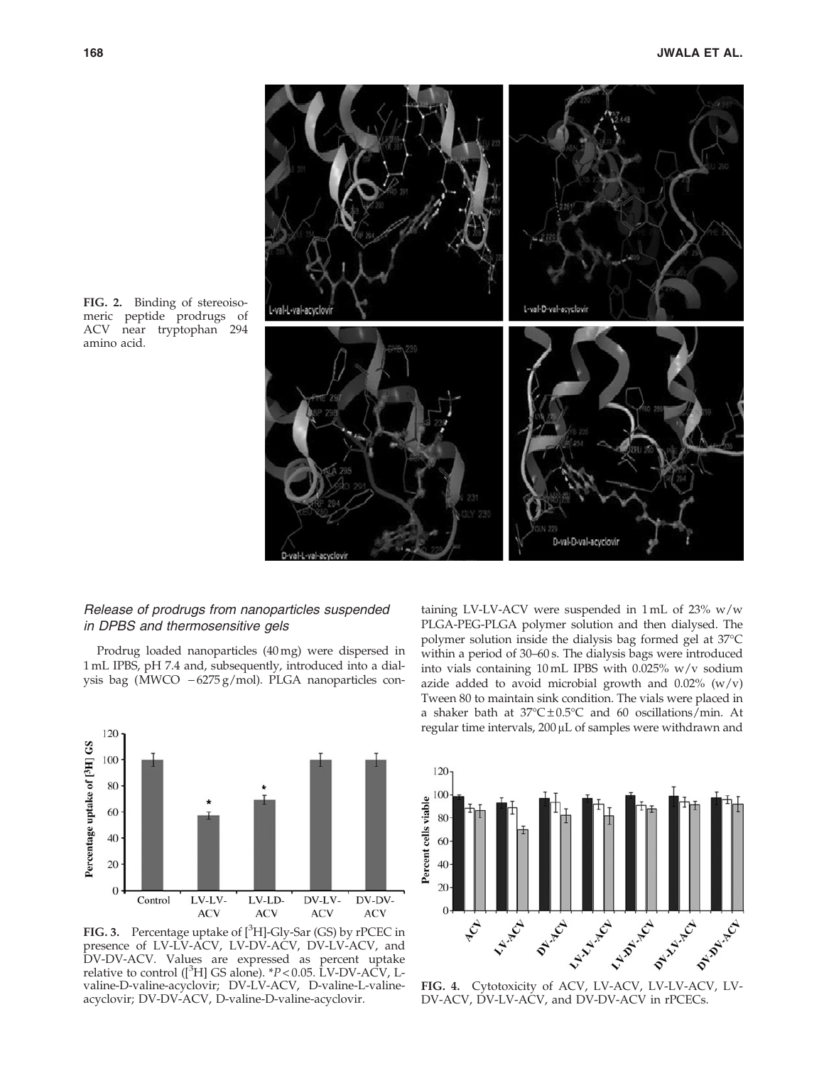**FIG. 2.** Binding of stereoisomeric peptide prodrugs of ACV near tryptophan 294 amino acid.

### *Release of prodrugs from nanoparticles suspended in DPBS and thermosensitive gels*

Prodrug loaded nanoparticles (40 mg) were dispersed in 1 mL IPBS, pH 7.4 and, subsequently, introduced into a dialysis bag (MWCO −6275 g/mol). PLGA nanoparticles containing LV-LV-ACV were suspended in 1 mL of 23% w/w PLGA-PEG-PLGA polymer solution and then dialysed. The polymer solution inside the dialysis bag formed gel at 37°C within a period of 30–60 s. The dialysis bags were introduced into vials containing 10 mL IPBS with 0.025% w/v sodium azide added to avoid microbial growth and 0.02% (w/v) Tween 80 to maintain sink condition. The vials were placed in a shaker bath at 37°C ± 0.5°C and 60 oscillations/min. At regular time intervals, 200 μL of samples were withdrawn and

**FIG. 3.** Percentage uptake of [$^3$H]-Gly-Sar (GS) by rPCEC in presence of LV-LV-ACV, LV-DV-ACV, DV-LV-ACV, and DV-DV-ACV. Values are expressed as percent uptake relative to control ([$^3$H] GS alone). *$P < 0.05$. LV-DV-ACV, L-valine-D-valine-acyclovir; DV-LV-ACV, D-valine-L-valine-acyclovir; DV-DV-ACV, D-valine-D-valine-acyclovir.

**FIG. 4.** Cytotoxicity of ACV, LV-ACV, LV-LV-ACV, LV-DV-ACV, DV-LV-ACV, and DV-DV-ACV in rPCECs.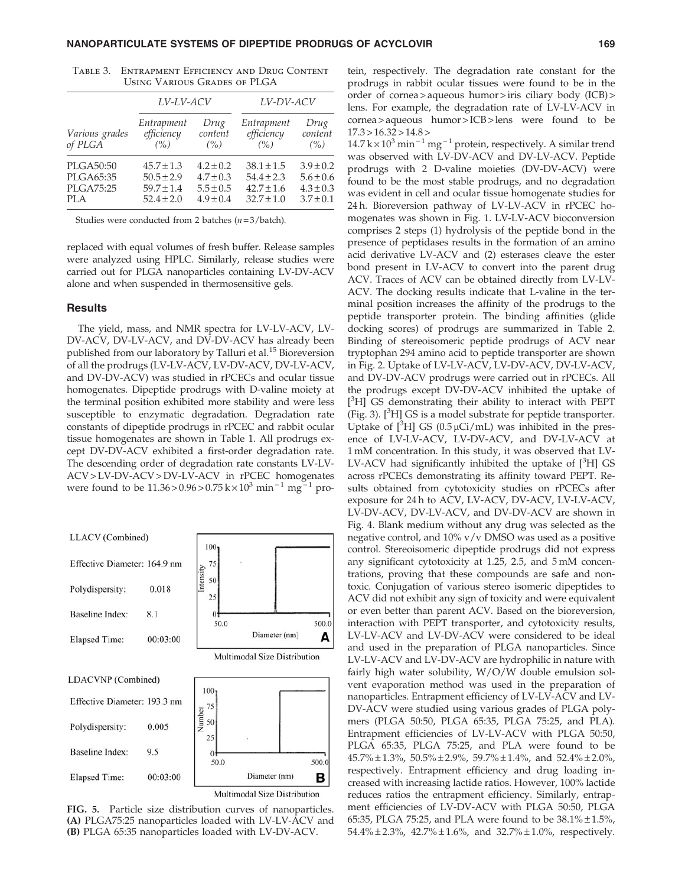Table 3. Entrapment Efficiency and Drug Content Using Various Grades of PLGA

| | LV-LV-ACV | | LV-DV-ACV | |
|---|---|---|---|---|
| Various grades of PLGA | Entrapment efficiency (%) | Drug content (%) | Entrapment efficiency (%) | Drug content (%) |
| PLGA50:50 | 45.7 ± 1.3 | 4.2 ± 0.2 | 38.1 ± 1.5 | 3.9 ± 0.2 |
| PLGA65:35 | 50.5 ± 2.9 | 4.7 ± 0.3 | 54.4 ± 2.3 | 5.6 ± 0.6 |
| PLGA75:25 | 59.7 ± 1.4 | 5.5 ± 0.5 | 42.7 ± 1.6 | 4.3 ± 0.3 |
| PLA | 52.4 ± 2.0 | 4.9 ± 0.4 | 32.7 ± 1.0 | 3.7 ± 0.1 |

Studies were conducted from 2 batches ($n = 3$/batch).

replaced with equal volumes of fresh buffer. Release samples were analyzed using HPLC. Similarly, release studies were carried out for PLGA nanoparticles containing LV-DV-ACV alone and when suspended in thermosensitive gels.

## Results

The yield, mass, and NMR spectra for LV-LV-ACV, LV-DV-ACV, DV-LV-ACV, and DV-DV-ACV has already been published from our laboratory by Talluri et al.[15] Bioreversion of all the prodrugs (LV-LV-ACV, LV-DV-ACV, DV-LV-ACV, and DV-DV-ACV) was studied in rPCECs and ocular tissue homogenates. Dipeptide prodrugs with D-valine moiety at the terminal position exhibited more stability and were less susceptible to enzymatic degradation. Degradation rate constants of dipeptide prodrugs in rPCEC and rabbit ocular tissue homogenates are shown in Table 1. All prodrugs except DV-DV-ACV exhibited a first-order degradation rate. The descending order of degradation rate constants LV-LV-ACV > LV-DV-ACV > DV-LV-ACV in rPCEC homogenates were found to be $11.36 > 0.96 > 0.75\,\text{k} \times 10^3\ \text{min}^{-1}\ \text{mg}^{-1}$ protein, respectively. The degradation rate constant for the prodrugs in rabbit ocular tissues were found to be in the order of cornea > aqueous humor > iris ciliary body (ICB) > lens. For example, the degradation rate of LV-LV-ACV in cornea > aqueous humor > ICB > lens were found to be $17.3 > 16.32 > 14.8 > 14.7\,\text{k} \times 10^3\ \text{min}^{-1}\ \text{mg}^{-1}$ protein, respectively. A similar trend was observed with LV-DV-ACV and DV-LV-ACV. Peptide prodrugs with 2 D-valine moieties (DV-DV-ACV) were found to be the most stable prodrugs, and no degradation was evident in cell and ocular tissue homogenate studies for 24 h. Bioreversion pathway of LV-LV-ACV in rPCEC homogenates was shown in Fig. 1. LV-LV-ACV bioconversion comprises 2 steps (1) hydrolysis of the peptide bond in the presence of peptidases results in the formation of an amino acid derivative LV-ACV and (2) esterases cleave the ester bond present in LV-ACV to convert into the parent drug ACV. Traces of ACV can be obtained directly from LV-LV-ACV. The docking results indicate that L-valine in the terminal position increases the affinity of the prodrugs to the peptide transporter protein. The binding affinities (glide docking scores) of prodrugs are summarized in Table 2. Binding of stereoisomeric peptide prodrugs of ACV near tryptophan 294 amino acid to peptide transporter are shown in Fig. 2. Uptake of LV-LV-ACV, LV-DV-ACV, DV-LV-ACV, and DV-DV-ACV prodrugs were carried out in rPCECs. All the prodrugs except DV-DV-ACV inhibited the uptake of [$^3$H] GS demonstrating their ability to interact with PEPT (Fig. 3). [$^3$H] GS is a model substrate for peptide transporter. Uptake of [$^3$H] GS (0.5 μCi/mL) was inhibited in the presence of LV-LV-ACV, LV-DV-ACV, and DV-LV-ACV at 1 mM concentration. In this study, it was observed that LV-LV-ACV had significantly inhibited the uptake of [$^3$H] GS across rPCECs demonstrating its affinity toward PEPT. Results obtained from cytotoxicity studies on rPCECs after exposure for 24 h to ACV, LV-ACV, DV-ACV, LV-LV-ACV, LV-DV-ACV, DV-LV-ACV, and DV-DV-ACV are shown in Fig. 4. Blank medium without any drug was selected as the negative control, and 10% v/v DMSO was used as a positive control. Stereoisomeric dipeptide prodrugs did not express any significant cytotoxicity at 1.25, 2.5, and 5 mM concentrations, proving that these compounds are safe and nontoxic. Conjugation of various stereo isomeric dipeptides to ACV did not exhibit any sign of toxicity and were equivalent or even better than parent ACV. Based on the bioreversion, interaction with PEPT transporter, and cytotoxicity results, LV-LV-ACV and LV-DV-ACV were considered to be ideal and used in the preparation of PLGA nanoparticles. Since LV-LV-ACV and LV-DV-ACV are hydrophilic in nature with fairly high water solubility, W/O/W double emulsion solvent evaporation method was used in the preparation of nanoparticles. Entrapment efficiency of LV-LV-ACV and LV-DV-ACV were studied using various grades of PLGA polymers (PLGA 50:50, PLGA 65:35, PLGA 75:25, and PLA). Entrapment efficiencies of LV-LV-ACV with PLGA 50:50, PLGA 65:35, PLGA 75:25, and PLA were found to be 45.7% ± 1.3%, 50.5% ± 2.9%, 59.7% ± 1.4%, and 52.4% ± 2.0%, respectively. Entrapment efficiency and drug loading increased with increasing lactide ratios. However, 100% lactide reduces ratios the entrapment efficiency. Similarly, entrapment efficiencies of LV-DV-ACV with PLGA 50:50, PLGA 65:35, PLGA 75:25, and PLA were found to be 38.1% ± 1.5%, 54.4% ± 2.3%, 42.7% ± 1.6%, and 32.7% ± 1.0%, respectively.

LLACV (Combined)

Effective Diameter: 164.9 nm

Polydispersity: 0.018

Baseline Index: 8.1

Elapsed Time: 00:03:00

Multimodal Size Distribution

LDACVNP (Combined)

Effective Diameter: 193.3 nm

Polydispersity: 0.005

Baseline Index: 9.5

Elapsed Time: 00:03:00

Multimodal Size Distribution

**FIG. 5.** Particle size distribution curves of nanoparticles. **(A)** PLGA75:25 nanoparticles loaded with LV-LV-ACV and **(B)** PLGA 65:35 nanoparticles loaded with LV-DV-ACV.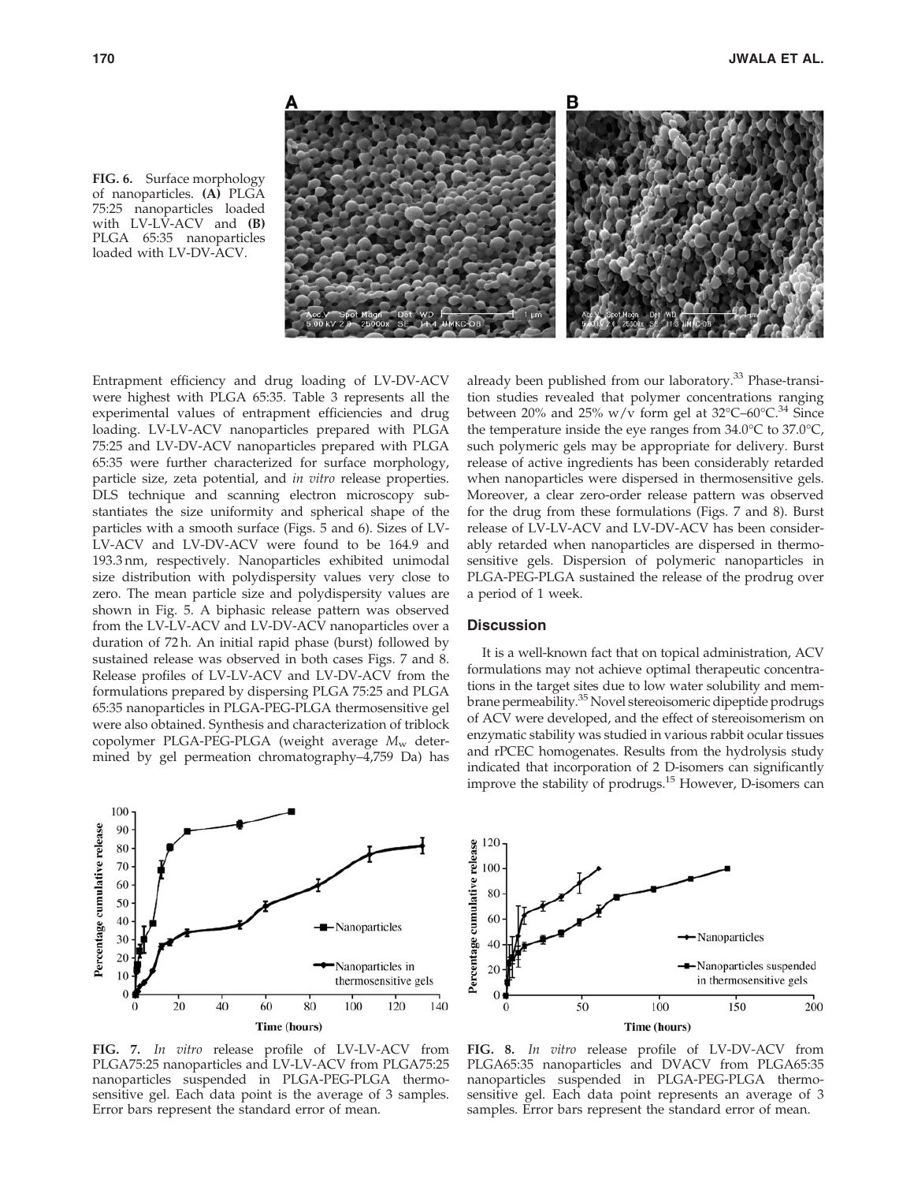FIG. 6. Surface morphology of nanoparticles. **(A)** PLGA 75:25 nanoparticles loaded with LV-LV-ACV and **(B)** PLGA 65:35 nanoparticles loaded with LV-DV-ACV.

Entrapment efficiency and drug loading of LV-DV-ACV were highest with PLGA 65:35. Table 3 represents all the experimental values of entrapment efficiencies and drug loading. LV-LV-ACV nanoparticles prepared with PLGA 75:25 and LV-DV-ACV nanoparticles prepared with PLGA 65:35 were further characterized for surface morphology, particle size, zeta potential, and *in vitro* release properties. DLS technique and scanning electron microscopy substantiates the size uniformity and spherical shape of the particles with a smooth surface (Figs. 5 and 6). Sizes of LV-LV-ACV and LV-DV-ACV were found to be 164.9 and 193.3 nm, respectively. Nanoparticles exhibited unimodal size distribution with polydispersity values very close to zero. The mean particle size and polydispersity values are shown in Fig. 5. A biphasic release pattern was observed from the LV-LV-ACV and LV-DV-ACV nanoparticles over a duration of 72 h. An initial rapid phase (burst) followed by sustained release was observed in both cases Figs. 7 and 8. Release profiles of LV-LV-ACV and LV-DV-ACV from the formulations prepared by dispersing PLGA 75:25 and PLGA 65:35 nanoparticles in PLGA-PEG-PLGA thermosensitive gel were also obtained. Synthesis and characterization of triblock copolymer PLGA-PEG-PLGA (weight average $M_w$ determined by gel permeation chromatography–4,759 Da) has already been published from our laboratory.[33] Phase-transition studies revealed that polymer concentrations ranging between 20% and 25% w/v form gel at 32°C–60°C.[34] Since the temperature inside the eye ranges from 34.0°C to 37.0°C, such polymeric gels may be appropriate for delivery. Burst release of active ingredients has been considerably retarded when nanoparticles were dispersed in thermosensitive gels. Moreover, a clear zero-order release pattern was observed for the drug from these formulations (Figs. 7 and 8). Burst release of LV-LV-ACV and LV-DV-ACV has been considerably retarded when nanoparticles are dispersed in thermosensitive gels. Dispersion of polymeric nanoparticles in PLGA-PEG-PLGA sustained the release of the prodrug over a period of 1 week.

## Discussion

It is a well-known fact that on topical administration, ACV formulations may not achieve optimal therapeutic concentrations in the target sites due to low water solubility and membrane permeability.[35] Novel stereoisomeric dipeptide prodrugs of ACV were developed, and the effect of stereoisomerism on enzymatic stability was studied in various rabbit ocular tissues and rPCEC homogenates. Results from the hydrolysis study indicated that incorporation of 2 D-isomers can significantly improve the stability of prodrugs.[15] However, D-isomers can

FIG. 7. *In vitro* release profile of LV-LV-ACV from PLGA75:25 nanoparticles and LV-LV-ACV from PLGA75:25 nanoparticles suspended in PLGA-PEG-PLGA thermosensitive gel. Each data point is the average of 3 samples. Error bars represent the standard error of mean.

FIG. 8. *In vitro* release profile of LV-DV-ACV from PLGA65:35 nanoparticles and DVACV from PLGA65:35 nanoparticles suspended in PLGA-PEG-PLGA thermosensitive gel. Each data point represents an average of 3 samples. Error bars represent the standard error of mean.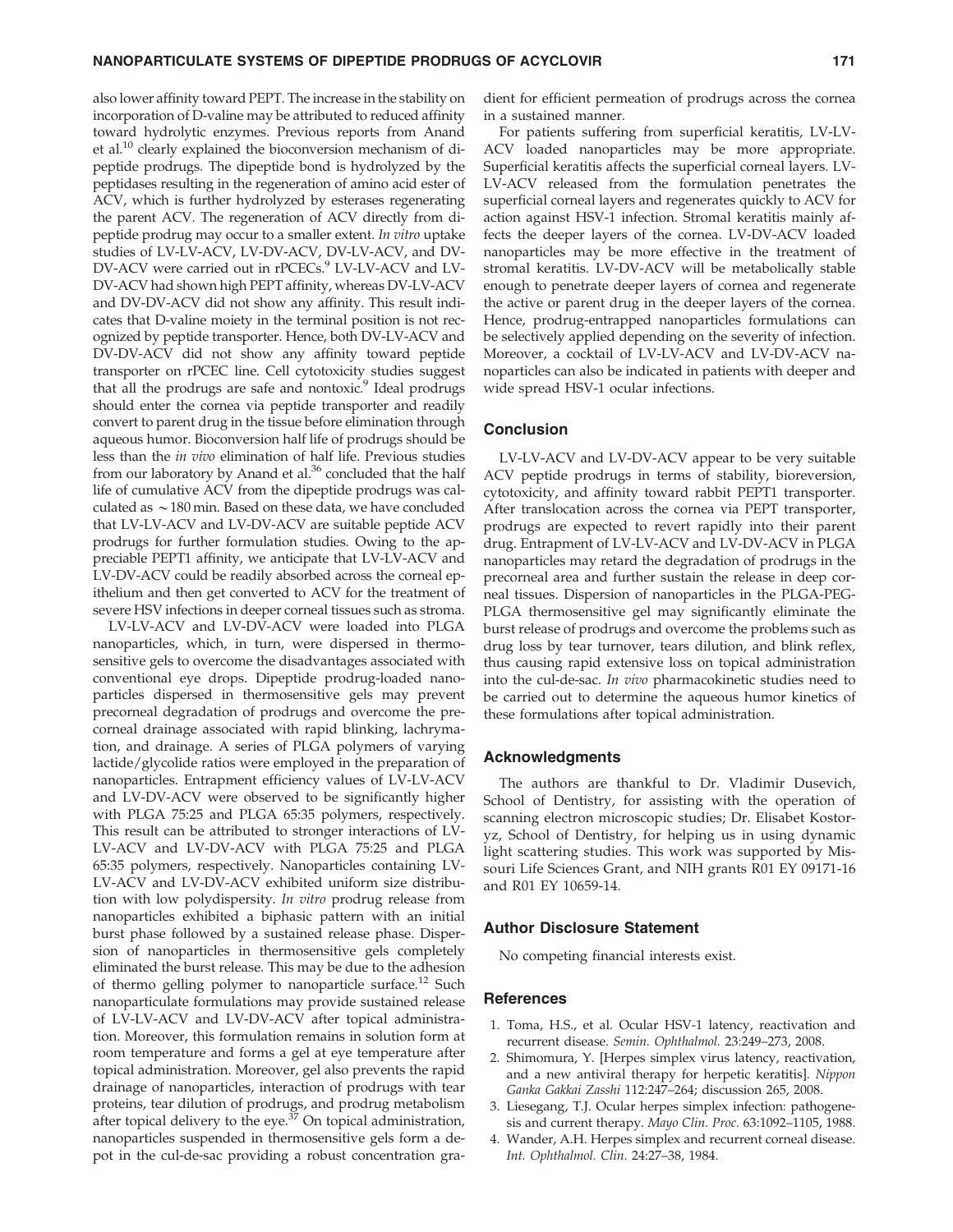also lower affinity toward PEPT. The increase in the stability on incorporation of D-valine may be attributed to reduced affinity toward hydrolytic enzymes. Previous reports from Anand et al.[10] clearly explained the bioconversion mechanism of dipeptide prodrugs. The dipeptide bond is hydrolyzed by the peptidases resulting in the regeneration of amino acid ester of ACV, which is further hydrolyzed by esterases regenerating the parent ACV. The regeneration of ACV directly from dipeptide prodrug may occur to a smaller extent. *In vitro* uptake studies of LV-LV-ACV, LV-DV-ACV, DV-LV-ACV, and DV-DV-ACV were carried out in rPCECs.[9] LV-LV-ACV and LV-DV-ACV had shown high PEPT affinity, whereas DV-LV-ACV and DV-DV-ACV did not show any affinity. This result indicates that D-valine moiety in the terminal position is not recognized by peptide transporter. Hence, both DV-LV-ACV and DV-DV-ACV did not show any affinity toward peptide transporter on rPCEC line. Cell cytotoxicity studies suggest that all the prodrugs are safe and nontoxic.[9] Ideal prodrugs should enter the cornea via peptide transporter and readily convert to parent drug in the tissue before elimination through aqueous humor. Bioconversion half life of prodrugs should be less than the *in vivo* elimination of half life. Previous studies from our laboratory by Anand et al.[36] concluded that the half life of cumulative ACV from the dipeptide prodrugs was calculated as ~180 min. Based on these data, we have concluded that LV-LV-ACV and LV-DV-ACV are suitable peptide ACV prodrugs for further formulation studies. Owing to the appreciable PEPT1 affinity, we anticipate that LV-LV-ACV and LV-DV-ACV could be readily absorbed across the corneal epithelium and then get converted to ACV for the treatment of severe HSV infections in deeper corneal tissues such as stroma.

LV-LV-ACV and LV-DV-ACV were loaded into PLGA nanoparticles, which, in turn, were dispersed in thermosensitive gels to overcome the disadvantages associated with conventional eye drops. Dipeptide prodrug-loaded nanoparticles dispersed in thermosensitive gels may prevent precorneal degradation of prodrugs and overcome the precorneal drainage associated with rapid blinking, lachrymation, and drainage. A series of PLGA polymers of varying lactide/glycolide ratios were employed in the preparation of nanoparticles. Entrapment efficiency values of LV-LV-ACV and LV-DV-ACV were observed to be significantly higher with PLGA 75:25 and PLGA 65:35 polymers, respectively. This result can be attributed to stronger interactions of LV-LV-ACV and LV-DV-ACV with PLGA 75:25 and PLGA 65:35 polymers, respectively. Nanoparticles containing LV-LV-ACV and LV-DV-ACV exhibited uniform size distribution with low polydispersity. *In vitro* prodrug release from nanoparticles exhibited a biphasic pattern with an initial burst phase followed by a sustained release phase. Dispersion of nanoparticles in thermosensitive gels completely eliminated the burst release. This may be due to the adhesion of thermo gelling polymer to nanoparticle surface.[12] Such nanoparticulate formulations may provide sustained release of LV-LV-ACV and LV-DV-ACV after topical administration. Moreover, this formulation remains in solution form at room temperature and forms a gel at eye temperature after topical administration. Moreover, gel also prevents the rapid drainage of nanoparticles, interaction of prodrugs with tear proteins, tear dilution of prodrugs, and prodrug metabolism after topical delivery to the eye.[37] On topical administration, nanoparticles suspended in thermosensitive gels form a depot in the cul-de-sac providing a robust concentration gradient for efficient permeation of prodrugs across the cornea in a sustained manner.

For patients suffering from superficial keratitis, LV-LV-ACV loaded nanoparticles may be more appropriate. Superficial keratitis affects the superficial corneal layers. LV-LV-ACV released from the formulation penetrates the superficial corneal layers and regenerates quickly to ACV for action against HSV-1 infection. Stromal keratitis mainly affects the deeper layers of the cornea. LV-DV-ACV loaded nanoparticles may be more effective in the treatment of stromal keratitis. LV-DV-ACV will be metabolically stable enough to penetrate deeper layers of cornea and regenerate the active or parent drug in the deeper layers of the cornea. Hence, prodrug-entrapped nanoparticles formulations can be selectively applied depending on the severity of infection. Moreover, a cocktail of LV-LV-ACV and LV-DV-ACV nanoparticles can also be indicated in patients with deeper and wide spread HSV-1 ocular infections.

## Conclusion

LV-LV-ACV and LV-DV-ACV appear to be very suitable ACV peptide prodrugs in terms of stability, bioreversion, cytotoxicity, and affinity toward rabbit PEPT1 transporter. After translocation across the cornea via PEPT transporter, prodrugs are expected to revert rapidly into their parent drug. Entrapment of LV-LV-ACV and LV-DV-ACV in PLGA nanoparticles may retard the degradation of prodrugs in the precorneal area and further sustain the release in deep corneal tissues. Dispersion of nanoparticles in the PLGA-PEG-PLGA thermosensitive gel may significantly eliminate the burst release of prodrugs and overcome the problems such as drug loss by tear turnover, tears dilution, and blink reflex, thus causing rapid extensive loss on topical administration into the cul-de-sac. *In vivo* pharmacokinetic studies need to be carried out to determine the aqueous humor kinetics of these formulations after topical administration.

## Acknowledgments

The authors are thankful to Dr. Vladimir Dusevich, School of Dentistry, for assisting with the operation of scanning electron microscopic studies; Dr. Elisabet Kostoryz, School of Dentistry, for helping us in using dynamic light scattering studies. This work was supported by Missouri Life Sciences Grant, and NIH grants R01 EY 09171-16 and R01 EY 10659-14.

## Author Disclosure Statement

No competing financial interests exist.

## References

1. Toma, H.S., et al. Ocular HSV-1 latency, reactivation and recurrent disease. *Semin. Ophthalmol.* 23:249–273, 2008.
2. Shimomura, Y. [Herpes simplex virus latency, reactivation, and a new antiviral therapy for herpetic keratitis]. *Nippon Ganka Gakkai Zasshi* 112:247–264; discussion 265, 2008.
3. Liesegang, T.J. Ocular herpes simplex infection: pathogenesis and current therapy. *Mayo Clin. Proc.* 63:1092–1105, 1988.
4. Wander, A.H. Herpes simplex and recurrent corneal disease. *Int. Ophthalmol. Clin.* 24:27–38, 1984.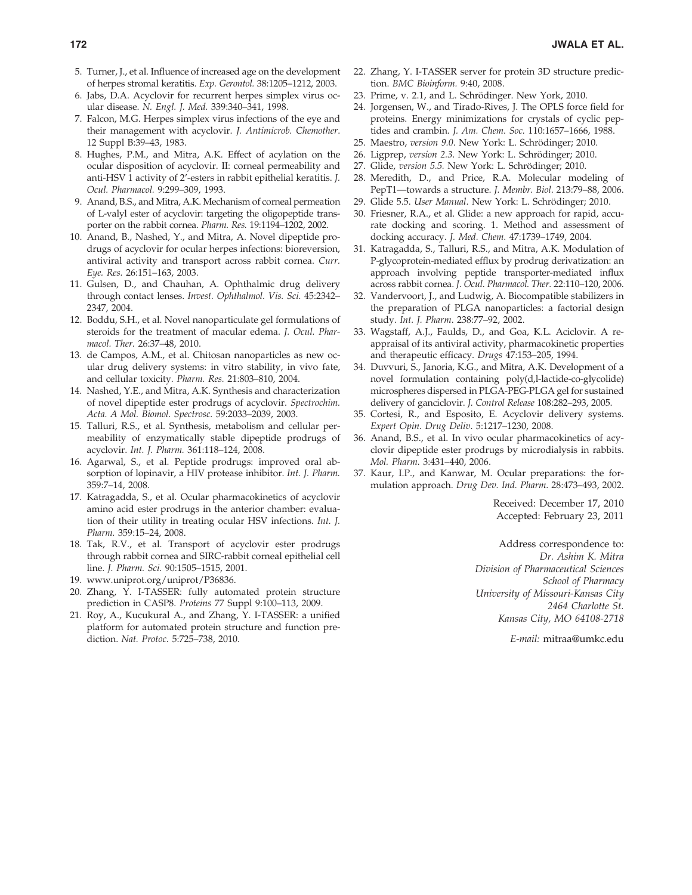5. Turner, J., et al. Influence of increased age on the development of herpes stromal keratitis. *Exp. Gerontol.* 38:1205–1212, 2003.
6. Jabs, D.A. Acyclovir for recurrent herpes simplex virus ocular disease. *N. Engl. J. Med.* 339:340–341, 1998.
7. Falcon, M.G. Herpes simplex virus infections of the eye and their management with acyclovir. *J. Antimicrob. Chemother*. 12 Suppl B:39–43, 1983.
8. Hughes, P.M., and Mitra, A.K. Effect of acylation on the ocular disposition of acyclovir. II: corneal permeability and anti-HSV 1 activity of 2′-esters in rabbit epithelial keratitis. *J. Ocul. Pharmacol.* 9:299–309, 1993.
9. Anand, B.S., and Mitra, A.K. Mechanism of corneal permeation of L-valyl ester of acyclovir: targeting the oligopeptide transporter on the rabbit cornea. *Pharm. Res.* 19:1194–1202, 2002.
10. Anand, B., Nashed, Y., and Mitra, A. Novel dipeptide prodrugs of acyclovir for ocular herpes infections: bioreversion, antiviral activity and transport across rabbit cornea. *Curr. Eye. Res.* 26:151–163, 2003.
11. Gulsen, D., and Chauhan, A. Ophthalmic drug delivery through contact lenses. *Invest. Ophthalmol. Vis. Sci.* 45:2342–2347, 2004.
12. Boddu, S.H., et al. Novel nanoparticulate gel formulations of steroids for the treatment of macular edema. *J. Ocul. Pharmacol. Ther.* 26:37–48, 2010.
13. de Campos, A.M., et al. Chitosan nanoparticles as new ocular drug delivery systems: in vitro stability, in vivo fate, and cellular toxicity. *Pharm. Res.* 21:803–810, 2004.
14. Nashed, Y.E., and Mitra, A.K. Synthesis and characterization of novel dipeptide ester prodrugs of acyclovir. *Spectrochim. Acta. A Mol. Biomol. Spectrosc.* 59:2033–2039, 2003.
15. Talluri, R.S., et al. Synthesis, metabolism and cellular permeability of enzymatically stable dipeptide prodrugs of acyclovir. *Int. J. Pharm.* 361:118–124, 2008.
16. Agarwal, S., et al. Peptide prodrugs: improved oral absorption of lopinavir, a HIV protease inhibitor. *Int. J. Pharm.* 359:7–14, 2008.
17. Katragadda, S., et al. Ocular pharmacokinetics of acyclovir amino acid ester prodrugs in the anterior chamber: evaluation of their utility in treating ocular HSV infections. *Int. J. Pharm.* 359:15–24, 2008.
18. Tak, R.V., et al. Transport of acyclovir ester prodrugs through rabbit cornea and SIRC-rabbit corneal epithelial cell line. *J. Pharm. Sci.* 90:1505–1515, 2001.
19. www.uniprot.org/uniprot/P36836.
20. Zhang, Y. I-TASSER: fully automated protein structure prediction in CASP8. *Proteins* 77 Suppl 9:100–113, 2009.
21. Roy, A., Kucukural A., and Zhang, Y. I-TASSER: a unified platform for automated protein structure and function prediction. *Nat. Protoc.* 5:725–738, 2010.
22. Zhang, Y. I-TASSER server for protein 3D structure prediction. *BMC Bioinform.* 9:40, 2008.
23. Prime, v. 2.1, and L. Schrödinger. New York, 2010.
24. Jorgensen, W., and Tirado-Rives, J. The OPLS force field for proteins. Energy minimizations for crystals of cyclic peptides and crambin. *J. Am. Chem. Soc.* 110:1657–1666, 1988.
25. Maestro, *version 9.0*. New York: L. Schrödinger; 2010.
26. Ligprep, *version 2.3*. New York: L. Schrödinger; 2010.
27. Glide, *version 5.5*. New York: L. Schrödinger; 2010.
28. Meredith, D., and Price, R.A. Molecular modeling of PepT1—towards a structure. *J. Membr. Biol.* 213:79–88, 2006.
29. Glide 5.5. *User Manual*. New York: L. Schrödinger; 2010.
30. Friesner, R.A., et al. Glide: a new approach for rapid, accurate docking and scoring. 1. Method and assessment of docking accuracy. *J. Med. Chem.* 47:1739–1749, 2004.
31. Katragadda, S., Talluri, R.S., and Mitra, A.K. Modulation of P-glycoprotein-mediated efflux by prodrug derivatization: an approach involving peptide transporter-mediated influx across rabbit cornea. *J. Ocul. Pharmacol. Ther.* 22:110–120, 2006.
32. Vandervoort, J., and Ludwig, A. Biocompatible stabilizers in the preparation of PLGA nanoparticles: a factorial design study. *Int. J. Pharm*. 238:77–92, 2002.
33. Wagstaff, A.J., Faulds, D., and Goa, K.L. Aciclovir. A reappraisal of its antiviral activity, pharmacokinetic properties and therapeutic efficacy. *Drugs* 47:153–205, 1994.
34. Duvvuri, S., Janoria, K.G., and Mitra, A.K. Development of a novel formulation containing poly(d,l-lactide-co-glycolide) microspheres dispersed in PLGA-PEG-PLGA gel for sustained delivery of ganciclovir. *J. Control Release* 108:282–293, 2005.
35. Cortesi, R., and Esposito, E. Acyclovir delivery systems. *Expert Opin. Drug Deliv*. 5:1217–1230, 2008.
36. Anand, B.S., et al. In vivo ocular pharmacokinetics of acyclovir dipeptide ester prodrugs by microdialysis in rabbits. *Mol. Pharm.* 3:431–440, 2006.
37. Kaur, I.P., and Kanwar, M. Ocular preparations: the formulation approach. *Drug Dev. Ind. Pharm.* 28:473–493, 2002.

Received: December 17, 2010
Accepted: February 23, 2011

Address correspondence to:
*Dr. Ashim K. Mitra*
*Division of Pharmaceutical Sciences*
*School of Pharmacy*
*University of Missouri-Kansas City*
*2464 Charlotte St.*
*Kansas City, MO 64108-2718*

*E-mail:* mitraa@umkc.edu